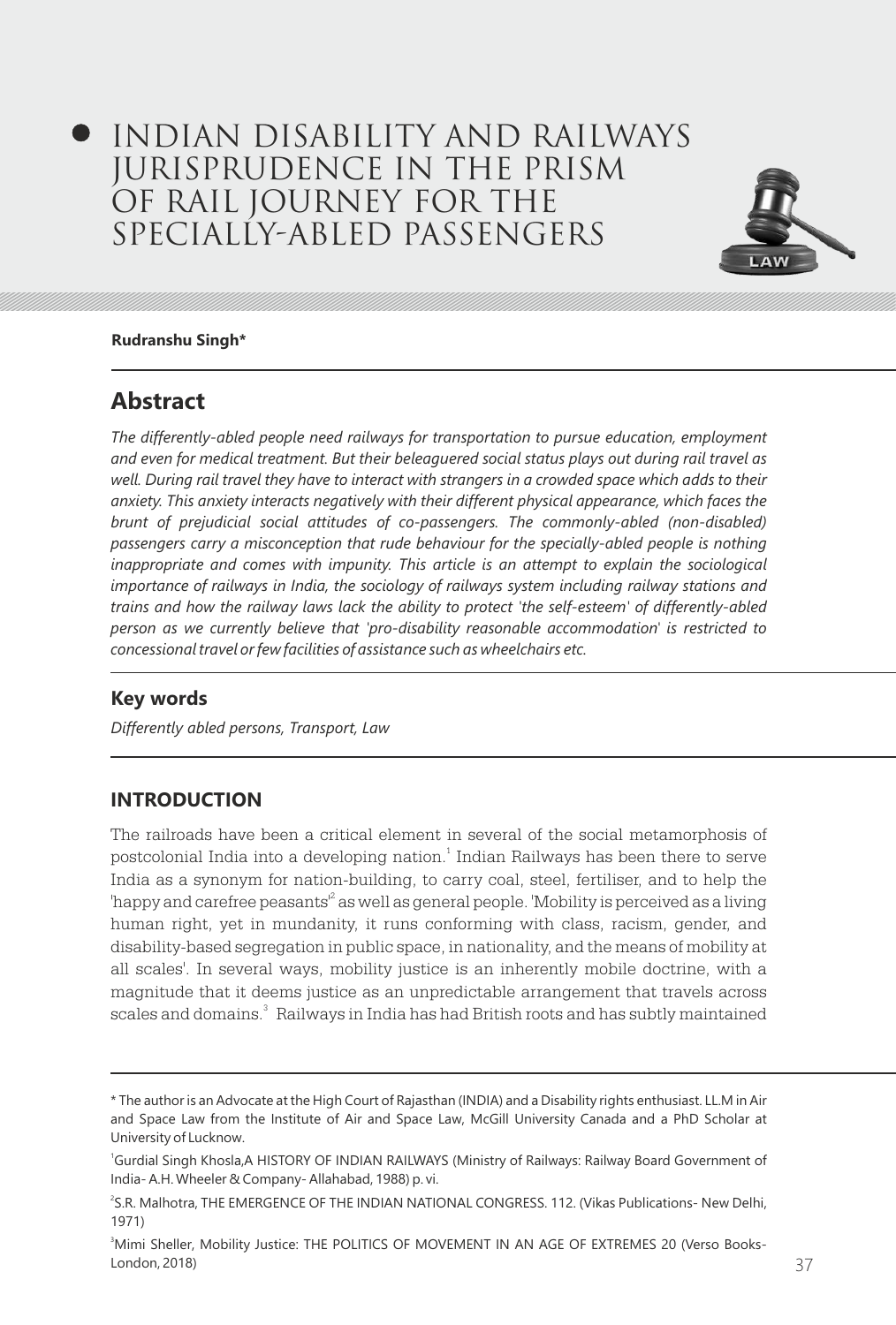# INDIAN DISABILITY AND RAILWAYS JURISPRUDENCE IN THE PRISM OF RAIL JOURNEY FOR THE SPECIALLY-ABLED PASSENGERS

**Rudranshu Singh***

## Abstract

*The differently-abled people need railways for transportation to pursue education, employment and even for medical treatment. But their beleaguered social status plays out during rail travel as well. During rail travel they have to interact with strangers in a crowded space which adds to their anxiety. This anxiety interacts negatively with their different physical appearance, which faces the brunt of prejudicial social attitudes of co-passengers. The commonly-abled (non-disabled) passengers carry a misconception that rude behaviour for the specially-abled people is nothing inappropriate and comes with impunity. This article is an attempt to explain the sociological importance of railways in India, the sociology of railways system including railway stations and trains and how the railway laws lack the ability to protect 'the self-esteem' of differently-abled person as we currently believe that 'pro-disability reasonable accommodation' is restricted to concessional travel or few facilities of assistance such as wheelchairs etc.*

## Key words

*Differently abled persons, Transport, Law*

## INTRODUCTION

The railroads have been a critical element in several of the social metamorphosis of postcolonial India into a developing nation.[1] Indian Railways has been there to serve India as a synonym for nation-building, to carry coal, steel, fertiliser, and to help the 'happy and carefree peasants'[2] as well as general people. 'Mobility is perceived as a living human right, yet in mundanity, it runs conforming with class, racism, gender, and disability-based segregation in public space, in nationality, and the means of mobility at all scales'. In several ways, mobility justice is an inherently mobile doctrine, with a magnitude that it deems justice as an unpredictable arrangement that travels across scales and domains.[3] Railways in India has had British roots and has subtly maintained

---

\* The author is an Advocate at the High Court of Rajasthan (INDIA) and a Disability rights enthusiast. LL.M in Air and Space Law from the Institute of Air and Space Law, McGill University Canada and a PhD Scholar at University of Lucknow.

[1] Gurdial Singh Khosla,A HISTORY OF INDIAN RAILWAYS (Ministry of Railways: Railway Board Government of India- A.H. Wheeler & Company- Allahabad, 1988) p. vi.

[2] S.R. Malhotra, THE EMERGENCE OF THE INDIAN NATIONAL CONGRESS. 112. (Vikas Publications- New Delhi, 1971)

[3] Mimi Sheller, Mobility Justice: THE POLITICS OF MOVEMENT IN AN AGE OF EXTREMES 20 (Verso Books- London, 2018)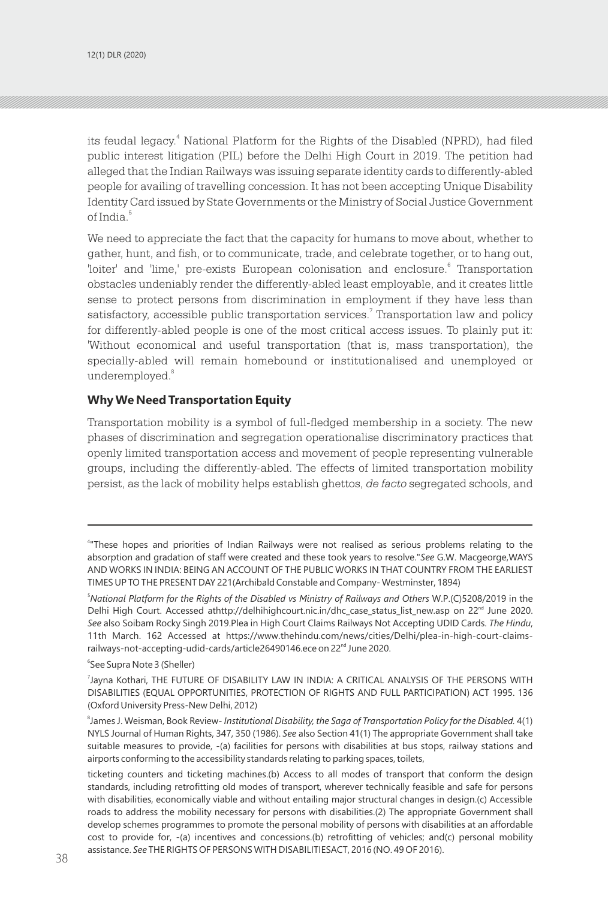its feudal legacy.[4] National Platform for the Rights of the Disabled (NPRD), had filed public interest litigation (PIL) before the Delhi High Court in 2019. The petition had alleged that the Indian Railways was issuing separate identity cards to differently-abled people for availing of travelling concession. It has not been accepting Unique Disability Identity Card issued by State Governments or the Ministry of Social Justice Government of India.[5]

We need to appreciate the fact that the capacity for humans to move about, whether to gather, hunt, and fish, or to communicate, trade, and celebrate together, or to hang out, 'loiter' and 'lime,' pre-exists European colonisation and enclosure.[6] Transportation obstacles undeniably render the differently-abled least employable, and it creates little sense to protect persons from discrimination in employment if they have less than satisfactory, accessible public transportation services.[7] Transportation law and policy for differently-abled people is one of the most critical access issues. To plainly put it: 'Without economical and useful transportation (that is, mass transportation), the specially-abled will remain homebound or institutionalised and unemployed or underemployed.[8]

## Why We Need Transportation Equity

Transportation mobility is a symbol of full-fledged membership in a society. The new phases of discrimination and segregation operationalise discriminatory practices that openly limited transportation access and movement of people representing vulnerable groups, including the differently-abled. The effects of limited transportation mobility persist, as the lack of mobility helps establish ghettos, *de facto* segregated schools, and

---

[4]"These hopes and priorities of Indian Railways were not realised as serious problems relating to the absorption and gradation of staff were created and these took years to resolve."*See* G.W. Macgeorge,WAYS AND WORKS IN INDIA: BEING AN ACCOUNT OF THE PUBLIC WORKS IN THAT COUNTRY FROM THE EARLIEST TIMES UP TO THE PRESENT DAY 221(Archibald Constable and Company- Westminster, 1894)

[5]*National Platform for the Rights of the Disabled vs Ministry of Railways and Others* W.P.(C)5208/2019 in the Delhi High Court. Accessed athttp://delhihighcourt.nic.in/dhc_case_status_list_new.asp on 22nd June 2020. *See* also Soibam Rocky Singh 2019.Plea in High Court Claims Railways Not Accepting UDID Cards. *The Hindu*, 11th March. 162 Accessed at https://www.thehindu.com/news/cities/Delhi/plea-in-high-court-claims-railways-not-accepting-udid-cards/article26490146.ece on 22nd June 2020.

[6]See Supra Note 3 (Sheller)

[7]Jayna Kothari, THE FUTURE OF DISABILITY LAW IN INDIA: A CRITICAL ANALYSIS OF THE PERSONS WITH DISABILITIES (EQUAL OPPORTUNITIES, PROTECTION OF RIGHTS AND FULL PARTICIPATION) ACT 1995. 136 (Oxford University Press-New Delhi, 2012)

[8]James J. Weisman, Book Review- *Institutional Disability, the Saga of Transportation Policy for the Disabled.* 4(1) NYLS Journal of Human Rights, 347, 350 (1986). *See* also Section 41(1) The appropriate Government shall take suitable measures to provide, -(a) facilities for persons with disabilities at bus stops, railway stations and airports conforming to the accessibility standards relating to parking spaces, toilets,

ticketing counters and ticketing machines.(b) Access to all modes of transport that conform the design standards, including retrofitting old modes of transport, wherever technically feasible and safe for persons with disabilities, economically viable and without entailing major structural changes in design.(c) Accessible roads to address the mobility necessary for persons with disabilities.(2) The appropriate Government shall develop schemes programmes to promote the personal mobility of persons with disabilities at an affordable cost to provide for, -(a) incentives and concessions.(b) retrofitting of vehicles; and(c) personal mobility assistance. *See* THE RIGHTS OF PERSONS WITH DISABILITIESACT, 2016 (NO. 49 OF 2016).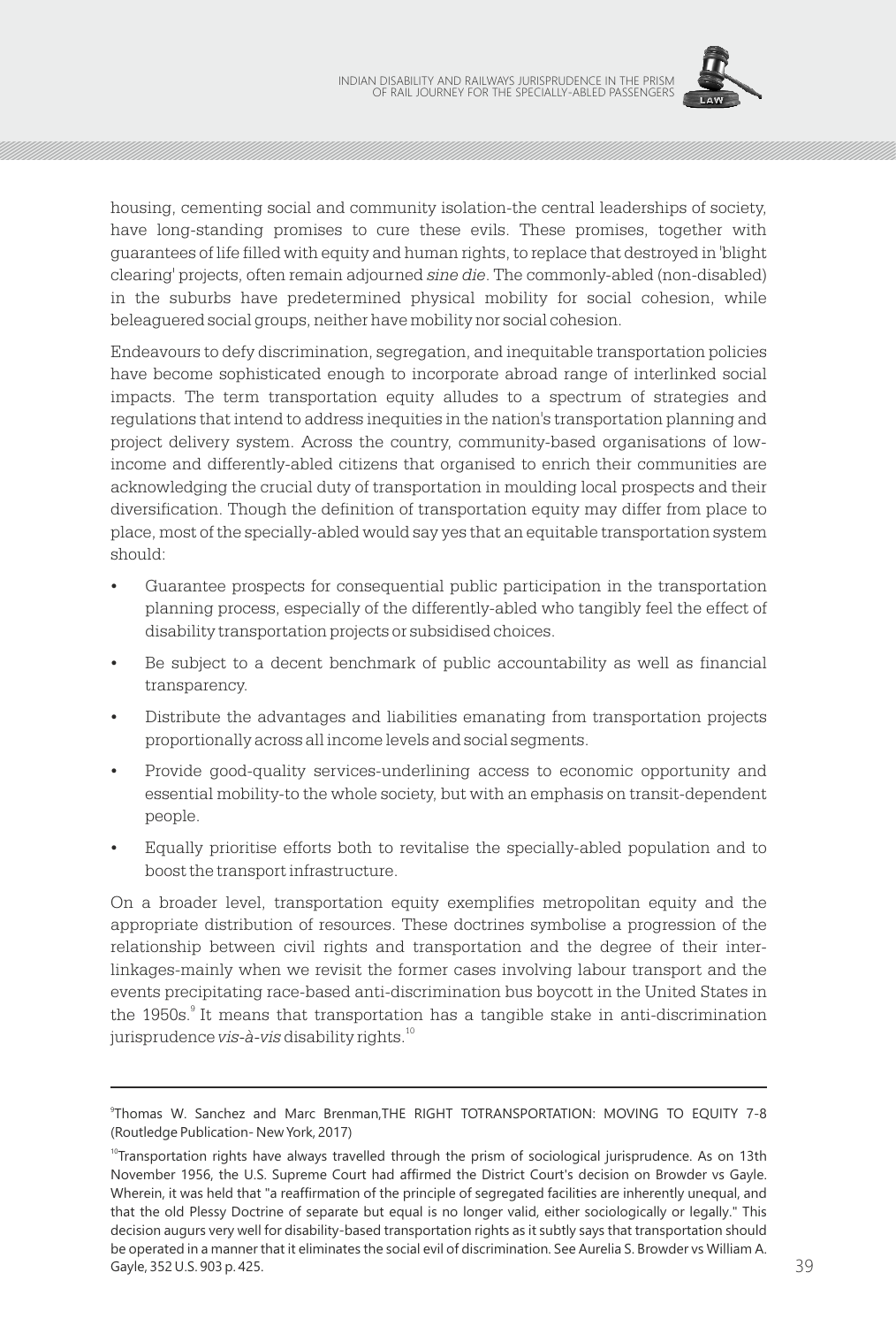housing, cementing social and community isolation-the central leaderships of society, have long-standing promises to cure these evils. These promises, together with guarantees of life filled with equity and human rights, to replace that destroyed in 'blight clearing' projects, often remain adjourned *sine die*. The commonly-abled (non-disabled) in the suburbs have predetermined physical mobility for social cohesion, while beleaguered social groups, neither have mobility nor social cohesion.

Endeavours to defy discrimination, segregation, and inequitable transportation policies have become sophisticated enough to incorporate abroad range of interlinked social impacts. The term transportation equity alludes to a spectrum of strategies and regulations that intend to address inequities in the nation's transportation planning and project delivery system. Across the country, community-based organisations of low-income and differently-abled citizens that organised to enrich their communities are acknowledging the crucial duty of transportation in moulding local prospects and their diversification. Though the definition of transportation equity may differ from place to place, most of the specially-abled would say yes that an equitable transportation system should:

- Guarantee prospects for consequential public participation in the transportation planning process, especially of the differently-abled who tangibly feel the effect of disability transportation projects or subsidised choices.
- Be subject to a decent benchmark of public accountability as well as financial transparency.
- Distribute the advantages and liabilities emanating from transportation projects proportionally across all income levels and social segments.
- Provide good-quality services-underlining access to economic opportunity and essential mobility-to the whole society, but with an emphasis on transit-dependent people.
- Equally prioritise efforts both to revitalise the specially-abled population and to boost the transport infrastructure.

On a broader level, transportation equity exemplifies metropolitan equity and the appropriate distribution of resources. These doctrines symbolise a progression of the relationship between civil rights and transportation and the degree of their inter-linkages-mainly when we revisit the former cases involving labour transport and the events precipitating race-based anti-discrimination bus boycott in the United States in the 1950s.[9] It means that transportation has a tangible stake in anti-discrimination jurisprudence *vis-à-vis* disability rights.[10]

---

[9] Thomas W. Sanchez and Marc Brenman,THE RIGHT TOTRANSPORTATION: MOVING TO EQUITY 7-8 (Routledge Publication- New York, 2017)

[10] Transportation rights have always travelled through the prism of sociological jurisprudence. As on 13th November 1956, the U.S. Supreme Court had affirmed the District Court's decision on Browder vs Gayle. Wherein, it was held that "a reaffirmation of the principle of segregated facilities are inherently unequal, and that the old Plessy Doctrine of separate but equal is no longer valid, either sociologically or legally." This decision augurs very well for disability-based transportation rights as it subtly says that transportation should be operated in a manner that it eliminates the social evil of discrimination. See Aurelia S. Browder vs William A. Gayle, 352 U.S. 903 p. 425.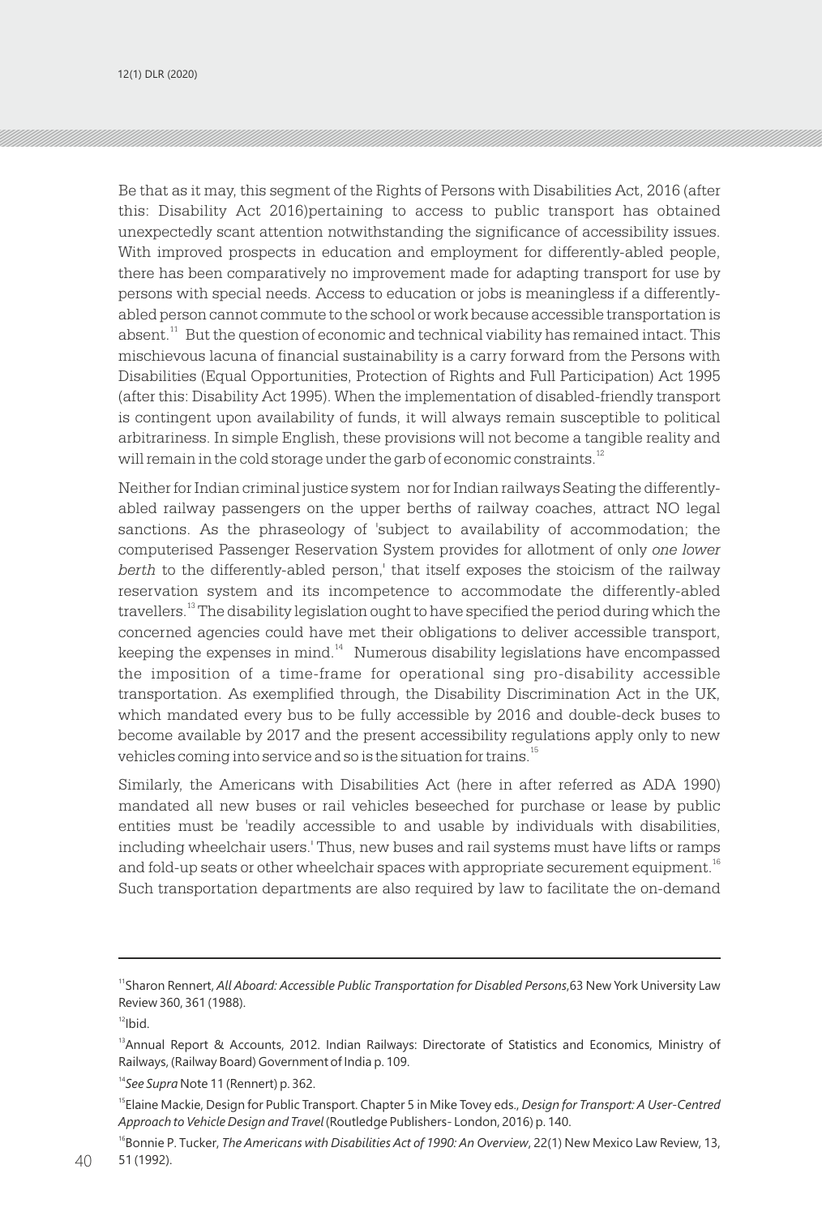Be that as it may, this segment of the Rights of Persons with Disabilities Act, 2016 (after this: Disability Act 2016)pertaining to access to public transport has obtained unexpectedly scant attention notwithstanding the significance of accessibility issues. With improved prospects in education and employment for differently-abled people, there has been comparatively no improvement made for adapting transport for use by persons with special needs. Access to education or jobs is meaningless if a differently-abled person cannot commute to the school or work because accessible transportation is absent.[11] But the question of economic and technical viability has remained intact. This mischievous lacuna of financial sustainability is a carry forward from the Persons with Disabilities (Equal Opportunities, Protection of Rights and Full Participation) Act 1995 (after this: Disability Act 1995). When the implementation of disabled-friendly transport is contingent upon availability of funds, it will always remain susceptible to political arbitrariness. In simple English, these provisions will not become a tangible reality and will remain in the cold storage under the garb of economic constraints.[12]

Neither for Indian criminal justice system nor for Indian railways Seating the differently-abled railway passengers on the upper berths of railway coaches, attract NO legal sanctions. As the phraseology of 'subject to availability of accommodation; the computerised Passenger Reservation System provides for allotment of only *one lower berth* to the differently-abled person,' that itself exposes the stoicism of the railway reservation system and its incompetence to accommodate the differently-abled travellers.[13] The disability legislation ought to have specified the period during which the concerned agencies could have met their obligations to deliver accessible transport, keeping the expenses in mind.[14] Numerous disability legislations have encompassed the imposition of a time-frame for operational sing pro-disability accessible transportation. As exemplified through, the Disability Discrimination Act in the UK, which mandated every bus to be fully accessible by 2016 and double-deck buses to become available by 2017 and the present accessibility regulations apply only to new vehicles coming into service and so is the situation for trains.[15]

Similarly, the Americans with Disabilities Act (here in after referred as ADA 1990) mandated all new buses or rail vehicles beseeched for purchase or lease by public entities must be 'readily accessible to and usable by individuals with disabilities, including wheelchair users.' Thus, new buses and rail systems must have lifts or ramps and fold-up seats or other wheelchair spaces with appropriate securement equipment.[16] Such transportation departments are also required by law to facilitate the on-demand

---

[11] Sharon Rennert, *All Aboard: Accessible Public Transportation for Disabled Persons*, 63 New York University Law Review 360, 361 (1988).

[12] Ibid.

[13] Annual Report & Accounts, 2012. Indian Railways: Directorate of Statistics and Economics, Ministry of Railways, (Railway Board) Government of India p. 109.

[14] *See Supra* Note 11 (Rennert) p. 362.

[15] Elaine Mackie, Design for Public Transport. Chapter 5 in Mike Tovey eds., *Design for Transport: A User-Centred Approach to Vehicle Design and Travel* (Routledge Publishers- London, 2016) p. 140.

[16] Bonnie P. Tucker, *The Americans with Disabilities Act of 1990: An Overview*, 22(1) New Mexico Law Review, 13, 51 (1992).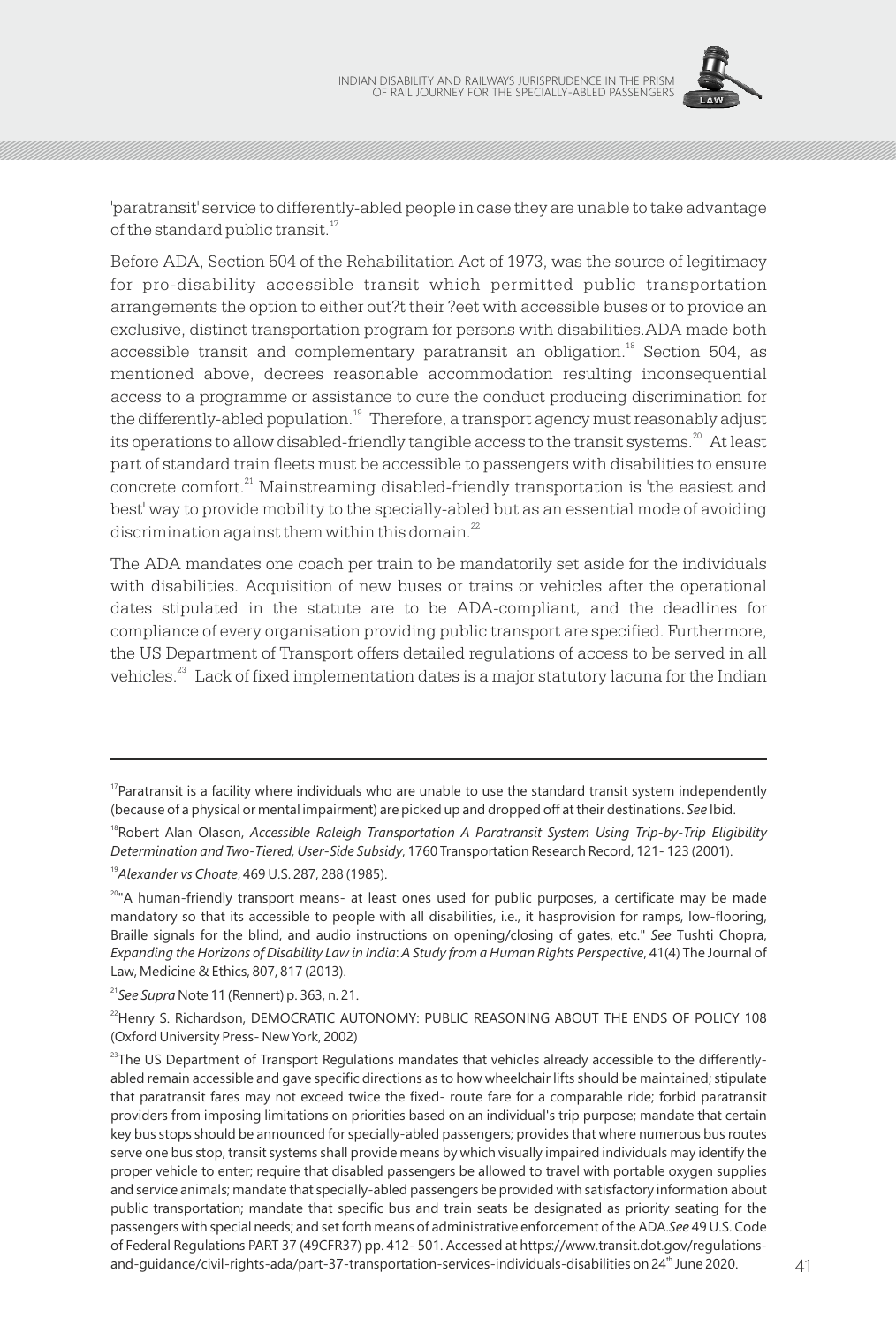'paratransit' service to differently-abled people in case they are unable to take advantage of the standard public transit.[17]

Before ADA, Section 504 of the Rehabilitation Act of 1973, was the source of legitimacy for pro-disability accessible transit which permitted public transportation arrangements the option to either out?t their ?eet with accessible buses or to provide an exclusive, distinct transportation program for persons with disabilities.ADA made both accessible transit and complementary paratransit an obligation.[18] Section 504, as mentioned above, decrees reasonable accommodation resulting inconsequential access to a programme or assistance to cure the conduct producing discrimination for the differently-abled population.[19] Therefore, a transport agency must reasonably adjust its operations to allow disabled-friendly tangible access to the transit systems.[20] At least part of standard train fleets must be accessible to passengers with disabilities to ensure concrete comfort.[21] Mainstreaming disabled-friendly transportation is 'the easiest and best' way to provide mobility to the specially-abled but as an essential mode of avoiding discrimination against them within this domain.[22]

The ADA mandates one coach per train to be mandatorily set aside for the individuals with disabilities. Acquisition of new buses or trains or vehicles after the operational dates stipulated in the statute are to be ADA-compliant, and the deadlines for compliance of every organisation providing public transport are specified. Furthermore, the US Department of Transport offers detailed regulations of access to be served in all vehicles.[23] Lack of fixed implementation dates is a major statutory lacuna for the Indian

---

[17]Paratransit is a facility where individuals who are unable to use the standard transit system independently (because of a physical or mental impairment) are picked up and dropped off at their destinations. *See* Ibid.

[18]Robert Alan Olason, *Accessible Raleigh Transportation A Paratransit System Using Trip-by-Trip Eligibility Determination and Two-Tiered, User-Side Subsidy*, 1760 Transportation Research Record, 121- 123 (2001).

[19]*Alexander vs Choate*, 469 U.S. 287, 288 (1985).

[20]"A human-friendly transport means- at least ones used for public purposes, a certificate may be made mandatory so that its accessible to people with all disabilities, i.e., it hasprovision for ramps, low-flooring, Braille signals for the blind, and audio instructions on opening/closing of gates, etc." *See* Tushti Chopra, *Expanding the Horizons of Disability Law in India*: *A Study from a Human Rights Perspective*, 41(4) The Journal of Law, Medicine & Ethics, 807, 817 (2013).

[21]*See Supra* Note 11 (Rennert) p. 363, n. 21.

[22]Henry S. Richardson, DEMOCRATIC AUTONOMY: PUBLIC REASONING ABOUT THE ENDS OF POLICY 108 (Oxford University Press- New York, 2002)

[23]The US Department of Transport Regulations mandates that vehicles already accessible to the differently-abled remain accessible and gave specific directions as to how wheelchair lifts should be maintained; stipulate that paratransit fares may not exceed twice the fixed- route fare for a comparable ride; forbid paratransit providers from imposing limitations on priorities based on an individual's trip purpose; mandate that certain key bus stops should be announced for specially-abled passengers; provides that where numerous bus routes serve one bus stop, transit systems shall provide means by which visually impaired individuals may identify the proper vehicle to enter; require that disabled passengers be allowed to travel with portable oxygen supplies and service animals; mandate that specially-abled passengers be provided with satisfactory information about public transportation; mandate that specific bus and train seats be designated as priority seating for the passengers with special needs; and set forth means of administrative enforcement of the ADA.*See* 49 U.S. Code of Federal Regulations PART 37 (49CFR37) pp. 412- 501. Accessed at https://www.transit.dot.gov/regulations-and-guidance/civil-rights-ada/part-37-transportation-services-individuals-disabilities on 24th June 2020.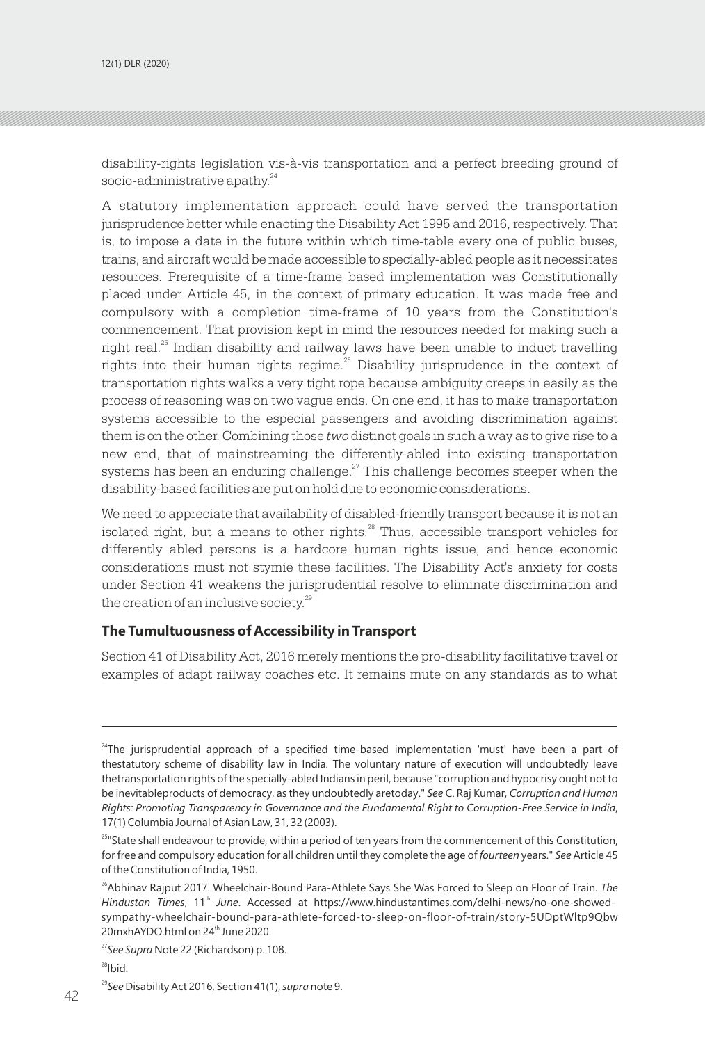disability-rights legislation vis-à-vis transportation and a perfect breeding ground of socio-administrative apathy.[24]

A statutory implementation approach could have served the transportation jurisprudence better while enacting the Disability Act 1995 and 2016, respectively. That is, to impose a date in the future within which time-table every one of public buses, trains, and aircraft would be made accessible to specially-abled people as it necessitates resources. Prerequisite of a time-frame based implementation was Constitutionally placed under Article 45, in the context of primary education. It was made free and compulsory with a completion time-frame of 10 years from the Constitution's commencement. That provision kept in mind the resources needed for making such a right real.[25] Indian disability and railway laws have been unable to induct travelling rights into their human rights regime.[26] Disability jurisprudence in the context of transportation rights walks a very tight rope because ambiguity creeps in easily as the process of reasoning was on two vague ends. On one end, it has to make transportation systems accessible to the especial passengers and avoiding discrimination against them is on the other. Combining those *two* distinct goals in such a way as to give rise to a new end, that of mainstreaming the differently-abled into existing transportation systems has been an enduring challenge.[27] This challenge becomes steeper when the disability-based facilities are put on hold due to economic considerations.

We need to appreciate that availability of disabled-friendly transport because it is not an isolated right, but a means to other rights.[28] Thus, accessible transport vehicles for differently abled persons is a hardcore human rights issue, and hence economic considerations must not stymie these facilities. The Disability Act's anxiety for costs under Section 41 weakens the jurisprudential resolve to eliminate discrimination and the creation of an inclusive society.[29]

### The Tumultuousness of Accessibility in Transport

Section 41 of Disability Act, 2016 merely mentions the pro-disability facilitative travel or examples of adapt railway coaches etc. It remains mute on any standards as to what

---

[24]The jurisprudential approach of a specified time-based implementation 'must' have been a part of thestatutory scheme of disability law in India. The voluntary nature of execution will undoubtedly leave thetransportation rights of the specially-abled Indians in peril, because "corruption and hypocrisy ought not to be inevitableproducts of democracy, as they undoubtedly aretoday." *See* C. Raj Kumar, *Corruption and Human Rights: Promoting Transparency in Governance and the Fundamental Right to Corruption-Free Service in India*, 17(1) Columbia Journal of Asian Law, 31, 32 (2003).

[25]"State shall endeavour to provide, within a period of ten years from the commencement of this Constitution, for free and compulsory education for all children until they complete the age of *fourteen* years." *See* Article 45 of the Constitution of India, 1950.

[26]Abhinav Rajput 2017. Wheelchair-Bound Para-Athlete Says She Was Forced to Sleep on Floor of Train. *The Hindustan Times*, 11th *June*. Accessed at https://www.hindustantimes.com/delhi-news/no-one-showed-sympathy-wheelchair-bound-para-athlete-forced-to-sleep-on-floor-of-train/story-5UDptWltp9Qbw20mxhAYDO.html on 24th June 2020.

[27]*See Supra* Note 22 (Richardson) p. 108.

[28]Ibid.

[29]*See* Disability Act 2016, Section 41(1), *supra* note 9.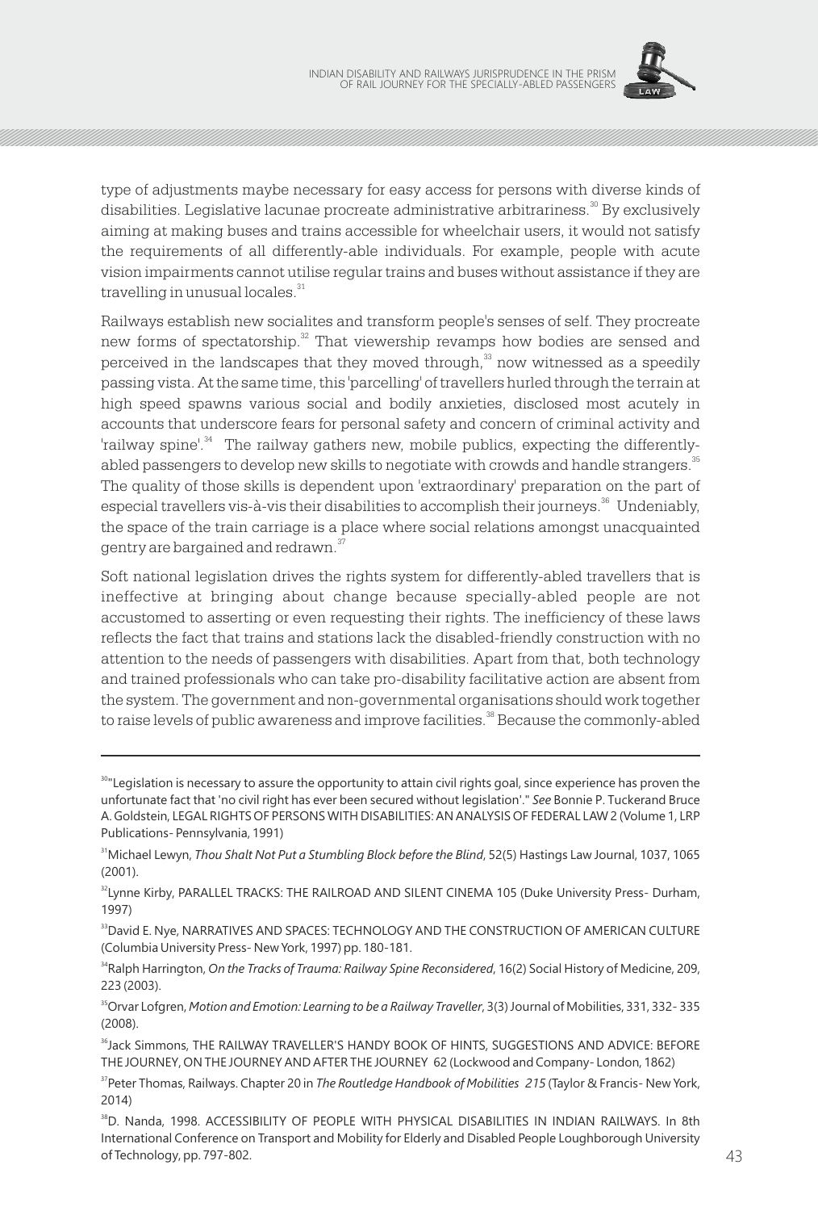type of adjustments maybe necessary for easy access for persons with diverse kinds of disabilities. Legislative lacunae procreate administrative arbitrariness.[30] By exclusively aiming at making buses and trains accessible for wheelchair users, it would not satisfy the requirements of all differently-able individuals. For example, people with acute vision impairments cannot utilise regular trains and buses without assistance if they are travelling in unusual locales.[31]

Railways establish new socialites and transform people's senses of self. They procreate new forms of spectatorship.[32] That viewership revamps how bodies are sensed and perceived in the landscapes that they moved through,[33] now witnessed as a speedily passing vista. At the same time, this 'parcelling' of travellers hurled through the terrain at high speed spawns various social and bodily anxieties, disclosed most acutely in accounts that underscore fears for personal safety and concern of criminal activity and 'railway spine'.[34] The railway gathers new, mobile publics, expecting the differently-abled passengers to develop new skills to negotiate with crowds and handle strangers.[35] The quality of those skills is dependent upon 'extraordinary' preparation on the part of especial travellers vis-à-vis their disabilities to accomplish their journeys.[36] Undeniably, the space of the train carriage is a place where social relations amongst unacquainted gentry are bargained and redrawn.[37]

Soft national legislation drives the rights system for differently-abled travellers that is ineffective at bringing about change because specially-abled people are not accustomed to asserting or even requesting their rights. The inefficiency of these laws reflects the fact that trains and stations lack the disabled-friendly construction with no attention to the needs of passengers with disabilities. Apart from that, both technology and trained professionals who can take pro-disability facilitative action are absent from the system. The government and non-governmental organisations should work together to raise levels of public awareness and improve facilities.[38] Because the commonly-abled

---

[30] "Legislation is necessary to assure the opportunity to attain civil rights goal, since experience has proven the unfortunate fact that 'no civil right has ever been secured without legislation'." *See* Bonnie P. Tuckerand Bruce A. Goldstein, LEGAL RIGHTS OF PERSONS WITH DISABILITIES: AN ANALYSIS OF FEDERAL LAW 2 (Volume 1, LRP Publications- Pennsylvania, 1991)

[31] Michael Lewyn, *Thou Shalt Not Put a Stumbling Block before the Blind*, 52(5) Hastings Law Journal, 1037, 1065 (2001).

[32] Lynne Kirby, PARALLEL TRACKS: THE RAILROAD AND SILENT CINEMA 105 (Duke University Press- Durham, 1997)

[33] David E. Nye, NARRATIVES AND SPACES: TECHNOLOGY AND THE CONSTRUCTION OF AMERICAN CULTURE (Columbia University Press- New York, 1997) pp. 180-181.

[34] Ralph Harrington, *On the Tracks of Trauma: Railway Spine Reconsidered*, 16(2) Social History of Medicine, 209, 223 (2003).

[35] Orvar Lofgren, *Motion and Emotion: Learning to be a Railway Traveller*, 3(3) Journal of Mobilities, 331, 332- 335 (2008).

[36] Jack Simmons, THE RAILWAY TRAVELLER'S HANDY BOOK OF HINTS, SUGGESTIONS AND ADVICE: BEFORE THE JOURNEY, ON THE JOURNEY AND AFTER THE JOURNEY 62 (Lockwood and Company- London, 1862)

[37] Peter Thomas, Railways. Chapter 20 in *The Routledge Handbook of Mobilities 215* (Taylor & Francis- New York, 2014)

[38] D. Nanda, 1998. ACCESSIBILITY OF PEOPLE WITH PHYSICAL DISABILITIES IN INDIAN RAILWAYS. In 8th International Conference on Transport and Mobility for Elderly and Disabled People Loughborough University of Technology, pp. 797-802.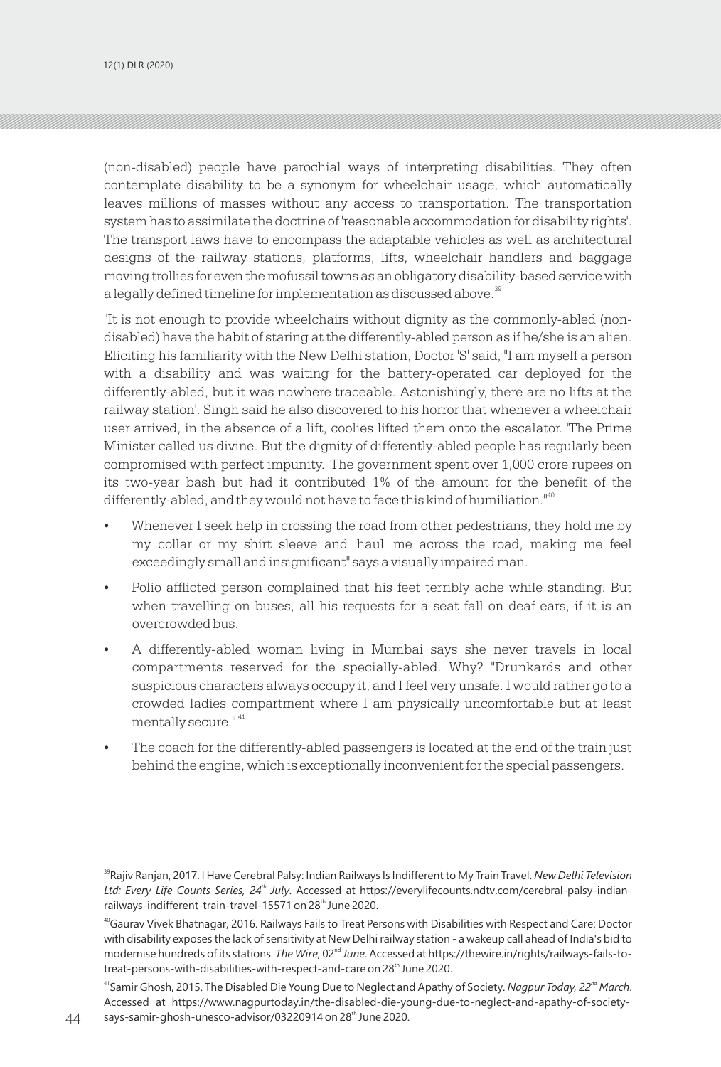(non-disabled) people have parochial ways of interpreting disabilities. They often contemplate disability to be a synonym for wheelchair usage, which automatically leaves millions of masses without any access to transportation. The transportation system has to assimilate the doctrine of 'reasonable accommodation for disability rights'. The transport laws have to encompass the adaptable vehicles as well as architectural designs of the railway stations, platforms, lifts, wheelchair handlers and baggage moving trollies for even the mofussil towns as an obligatory disability-based service with a legally defined timeline for implementation as discussed above.[39]

"It is not enough to provide wheelchairs without dignity as the commonly-abled (non-disabled) have the habit of staring at the differently-abled person as if he/she is an alien. Eliciting his familiarity with the New Delhi station, Doctor 'S' said, "I am myself a person with a disability and was waiting for the battery-operated car deployed for the differently-abled, but it was nowhere traceable. Astonishingly, there are no lifts at the railway station'. Singh said he also discovered to his horror that whenever a wheelchair user arrived, in the absence of a lift, coolies lifted them onto the escalator. 'The Prime Minister called us divine. But the dignity of differently-abled people has regularly been compromised with perfect impunity.' The government spent over 1,000 crore rupees on its two-year bash but had it contributed 1% of the amount for the benefit of the differently-abled, and they would not have to face this kind of humiliation."[40]

- Whenever I seek help in crossing the road from other pedestrians, they hold me by my collar or my shirt sleeve and 'haul' me across the road, making me feel exceedingly small and insignificant" says a visually impaired man.
- Polio afflicted person complained that his feet terribly ache while standing. But when travelling on buses, all his requests for a seat fall on deaf ears, if it is an overcrowded bus.
- A differently-abled woman living in Mumbai says she never travels in local compartments reserved for the specially-abled. Why? "Drunkards and other suspicious characters always occupy it, and I feel very unsafe. I would rather go to a crowded ladies compartment where I am physically uncomfortable but at least mentally secure."[41]
- The coach for the differently-abled passengers is located at the end of the train just behind the engine, which is exceptionally inconvenient for the special passengers.

---

[39] Rajiv Ranjan, 2017. I Have Cerebral Palsy: Indian Railways Is Indifferent to My Train Travel. *New Delhi Television Ltd: Every Life Counts Series, 24th July*. Accessed at https://everylifecounts.ndtv.com/cerebral-palsy-indian-railways-indifferent-train-travel-15571 on 28th June 2020.

[40] Gaurav Vivek Bhatnagar, 2016. Railways Fails to Treat Persons with Disabilities with Respect and Care: Doctor with disability exposes the lack of sensitivity at New Delhi railway station - a wakeup call ahead of India's bid to modernise hundreds of its stations. *The Wire*, 02nd *June*. Accessed at https://thewire.in/rights/railways-fails-to-treat-persons-with-disabilities-with-respect-and-care on 28th June 2020.

[41] Samir Ghosh, 2015. The Disabled Die Young Due to Neglect and Apathy of Society. *Nagpur Today, 22nd March*. Accessed at https://www.nagpurtoday.in/the-disabled-die-young-due-to-neglect-and-apathy-of-society-says-samir-ghosh-unesco-advisor/03220914 on 28th June 2020.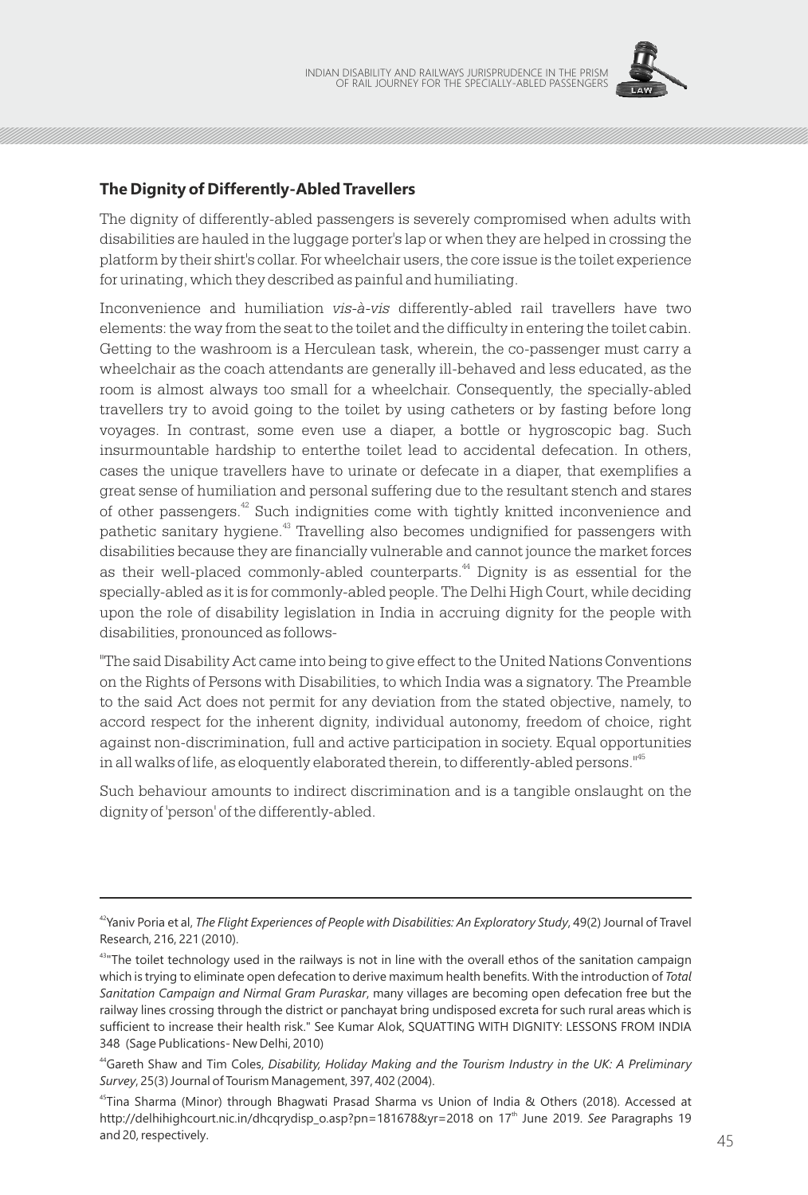### The Dignity of Differently-Abled Travellers

The dignity of differently-abled passengers is severely compromised when adults with disabilities are hauled in the luggage porter's lap or when they are helped in crossing the platform by their shirt's collar. For wheelchair users, the core issue is the toilet experience for urinating, which they described as painful and humiliating.

Inconvenience and humiliation *vis-à-vis* differently-abled rail travellers have two elements: the way from the seat to the toilet and the difficulty in entering the toilet cabin. Getting to the washroom is a Herculean task, wherein, the co-passenger must carry a wheelchair as the coach attendants are generally ill-behaved and less educated, as the room is almost always too small for a wheelchair. Consequently, the specially-abled travellers try to avoid going to the toilet by using catheters or by fasting before long voyages. In contrast, some even use a diaper, a bottle or hygroscopic bag. Such insurmountable hardship to enterthe toilet lead to accidental defecation. In others, cases the unique travellers have to urinate or defecate in a diaper, that exemplifies a great sense of humiliation and personal suffering due to the resultant stench and stares of other passengers.[42] Such indignities come with tightly knitted inconvenience and pathetic sanitary hygiene.[43] Travelling also becomes undignified for passengers with disabilities because they are financially vulnerable and cannot jounce the market forces as their well-placed commonly-abled counterparts.[44] Dignity is as essential for the specially-abled as it is for commonly-abled people. The Delhi High Court, while deciding upon the role of disability legislation in India in accruing dignity for the people with disabilities, pronounced as follows-

"The said Disability Act came into being to give effect to the United Nations Conventions on the Rights of Persons with Disabilities, to which India was a signatory. The Preamble to the said Act does not permit for any deviation from the stated objective, namely, to accord respect for the inherent dignity, individual autonomy, freedom of choice, right against non-discrimination, full and active participation in society. Equal opportunities in all walks of life, as eloquently elaborated therein, to differently-abled persons."[45]

Such behaviour amounts to indirect discrimination and is a tangible onslaught on the dignity of 'person' of the differently-abled.

---

[42] Yaniv Poria et al, *The Flight Experiences of People with Disabilities: An Exploratory Study*, 49(2) Journal of Travel Research, 216, 221 (2010).

[43] "The toilet technology used in the railways is not in line with the overall ethos of the sanitation campaign which is trying to eliminate open defecation to derive maximum health benefits. With the introduction of *Total Sanitation Campaign and Nirmal Gram Puraskar*, many villages are becoming open defecation free but the railway lines crossing through the district or panchayat bring undisposed excreta for such rural areas which is sufficient to increase their health risk." See Kumar Alok, SQUATTING WITH DIGNITY: LESSONS FROM INDIA 348 (Sage Publications- New Delhi, 2010)

[44] Gareth Shaw and Tim Coles, *Disability, Holiday Making and the Tourism Industry in the UK: A Preliminary Survey*, 25(3) Journal of Tourism Management, 397, 402 (2004).

[45] Tina Sharma (Minor) through Bhagwati Prasad Sharma vs Union of India & Others (2018). Accessed at http://delhihighcourt.nic.in/dhcqrydisp_o.asp?pn=181678&yr=2018 on 17th June 2019. *See* Paragraphs 19 and 20, respectively.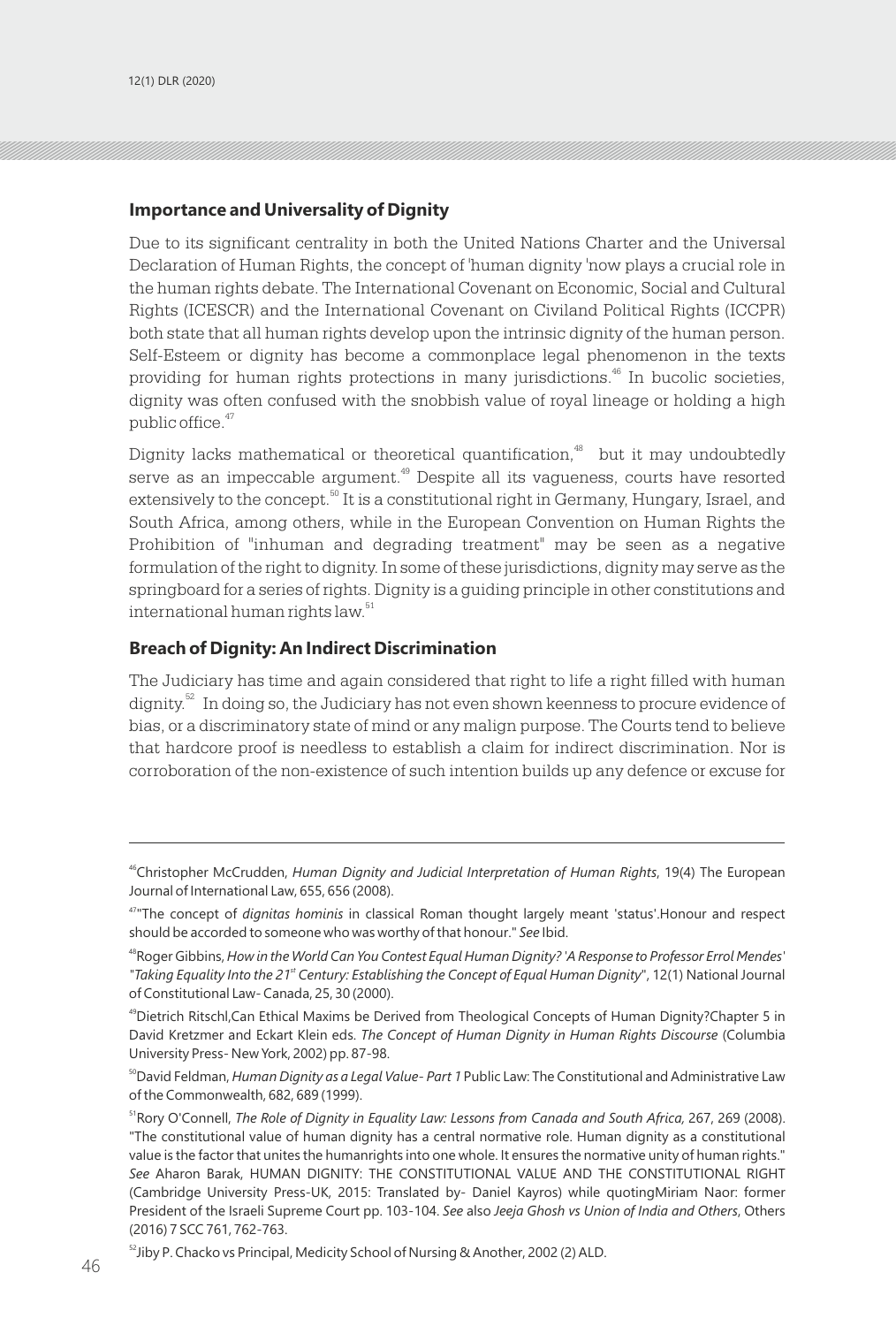## Importance and Universality of Dignity

Due to its significant centrality in both the United Nations Charter and the Universal Declaration of Human Rights, the concept of 'human dignity 'now plays a crucial role in the human rights debate. The International Covenant on Economic, Social and Cultural Rights (ICESCR) and the International Covenant on Civiland Political Rights (ICCPR) both state that all human rights develop upon the intrinsic dignity of the human person. Self-Esteem or dignity has become a commonplace legal phenomenon in the texts providing for human rights protections in many jurisdictions.[46] In bucolic societies, dignity was often confused with the snobbish value of royal lineage or holding a high public office.[47]

Dignity lacks mathematical or theoretical quantification,[48] but it may undoubtedly serve as an impeccable argument.[49] Despite all its vagueness, courts have resorted extensively to the concept.[50] It is a constitutional right in Germany, Hungary, Israel, and South Africa, among others, while in the European Convention on Human Rights the Prohibition of "inhuman and degrading treatment" may be seen as a negative formulation of the right to dignity. In some of these jurisdictions, dignity may serve as the springboard for a series of rights. Dignity is a guiding principle in other constitutions and international human rights law.[51]

## Breach of Dignity: An Indirect Discrimination

The Judiciary has time and again considered that right to life a right filled with human dignity.[52] In doing so, the Judiciary has not even shown keenness to procure evidence of bias, or a discriminatory state of mind or any malign purpose. The Courts tend to believe that hardcore proof is needless to establish a claim for indirect discrimination. Nor is corroboration of the non-existence of such intention builds up any defence or excuse for

---

[46] Christopher McCrudden, *Human Dignity and Judicial Interpretation of Human Rights*, 19(4) The European Journal of International Law, 655, 656 (2008).

[47] "The concept of *dignitas hominis* in classical Roman thought largely meant 'status'.Honour and respect should be accorded to someone who was worthy of that honour." *See* Ibid.

[48] Roger Gibbins, *How in the World Can You Contest Equal Human Dignity? 'A Response to Professor Errol Mendes'* "*Taking Equality Into the 21st Century: Establishing the Concept of Equal Human Dignity*", 12(1) National Journal of Constitutional Law- Canada, 25, 30 (2000).

[49] Dietrich Ritschl,Can Ethical Maxims be Derived from Theological Concepts of Human Dignity?Chapter 5 in David Kretzmer and Eckart Klein eds. *The Concept of Human Dignity in Human Rights Discourse* (Columbia University Press- New York, 2002) pp. 87-98.

[50] David Feldman, *Human Dignity as a Legal Value- Part 1* Public Law: The Constitutional and Administrative Law of the Commonwealth, 682, 689 (1999).

[51] Rory O'Connell, *The Role of Dignity in Equality Law: Lessons from Canada and South Africa,* 267, 269 (2008). "The constitutional value of human dignity has a central normative role. Human dignity as a constitutional value is the factor that unites the humanrights into one whole. It ensures the normative unity of human rights." *See* Aharon Barak, HUMAN DIGNITY: THE CONSTITUTIONAL VALUE AND THE CONSTITUTIONAL RIGHT (Cambridge University Press-UK, 2015: Translated by- Daniel Kayros) while quotingMiriam Naor: former President of the Israeli Supreme Court pp. 103-104. *See* also *Jeeja Ghosh vs Union of India and Others*, Others (2016) 7 SCC 761, 762-763.

[52] Jiby P. Chacko vs Principal, Medicity School of Nursing & Another, 2002 (2) ALD.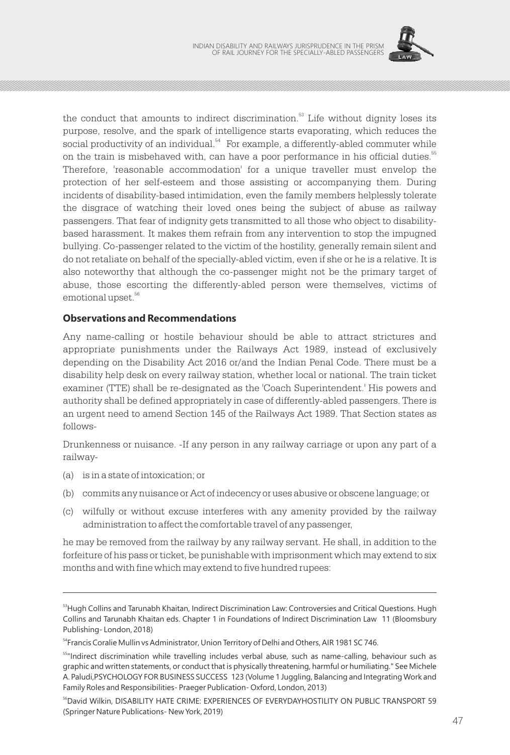the conduct that amounts to indirect discrimination.[53] Life without dignity loses its purpose, resolve, and the spark of intelligence starts evaporating, which reduces the social productivity of an individual.[54] For example, a differently-abled commuter while on the train is misbehaved with, can have a poor performance in his official duties.[55] Therefore, 'reasonable accommodation' for a unique traveller must envelop the protection of her self-esteem and those assisting or accompanying them. During incidents of disability-based intimidation, even the family members helplessly tolerate the disgrace of watching their loved ones being the subject of abuse as railway passengers. That fear of indignity gets transmitted to all those who object to disability-based harassment. It makes them refrain from any intervention to stop the impugned bullying. Co-passenger related to the victim of the hostility, generally remain silent and do not retaliate on behalf of the specially-abled victim, even if she or he is a relative. It is also noteworthy that although the co-passenger might not be the primary target of abuse, those escorting the differently-abled person were themselves, victims of emotional upset.[56]

### Observations and Recommendations

Any name-calling or hostile behaviour should be able to attract strictures and appropriate punishments under the Railways Act 1989, instead of exclusively depending on the Disability Act 2016 or/and the Indian Penal Code. There must be a disability help desk on every railway station, whether local or national. The train ticket examiner (TTE) shall be re-designated as the 'Coach Superintendent.' His powers and authority shall be defined appropriately in case of differently-abled passengers. There is an urgent need to amend Section 145 of the Railways Act 1989. That Section states as follows-

Drunkenness or nuisance. -If any person in any railway carriage or upon any part of a railway-

(a) is in a state of intoxication; or

(b) commits any nuisance or Act of indecency or uses abusive or obscene language; or

(c) wilfully or without excuse interferes with any amenity provided by the railway administration to affect the comfortable travel of any passenger,

he may be removed from the railway by any railway servant. He shall, in addition to the forfeiture of his pass or ticket, be punishable with imprisonment which may extend to six months and with fine which may extend to five hundred rupees:

---

[53] Hugh Collins and Tarunabh Khaitan, Indirect Discrimination Law: Controversies and Critical Questions. Hugh Collins and Tarunabh Khaitan eds. Chapter 1 in Foundations of Indirect Discrimination Law 11 (Bloomsbury Publishing- London, 2018)

[54] Francis Coralie Mullin vs Administrator, Union Territory of Delhi and Others, AIR 1981 SC 746.

[55] "Indirect discrimination while travelling includes verbal abuse, such as name-calling, behaviour such as graphic and written statements, or conduct that is physically threatening, harmful or humiliating." See Michele A. Paludi, PSYCHOLOGY FOR BUSINESS SUCCESS 123 (Volume 1 Juggling, Balancing and Integrating Work and Family Roles and Responsibilities- Praeger Publication- Oxford, London, 2013)

[56] David Wilkin, DISABILITY HATE CRIME: EXPERIENCES OF EVERYDAYHOSTILITY ON PUBLIC TRANSPORT 59 (Springer Nature Publications- New York, 2019)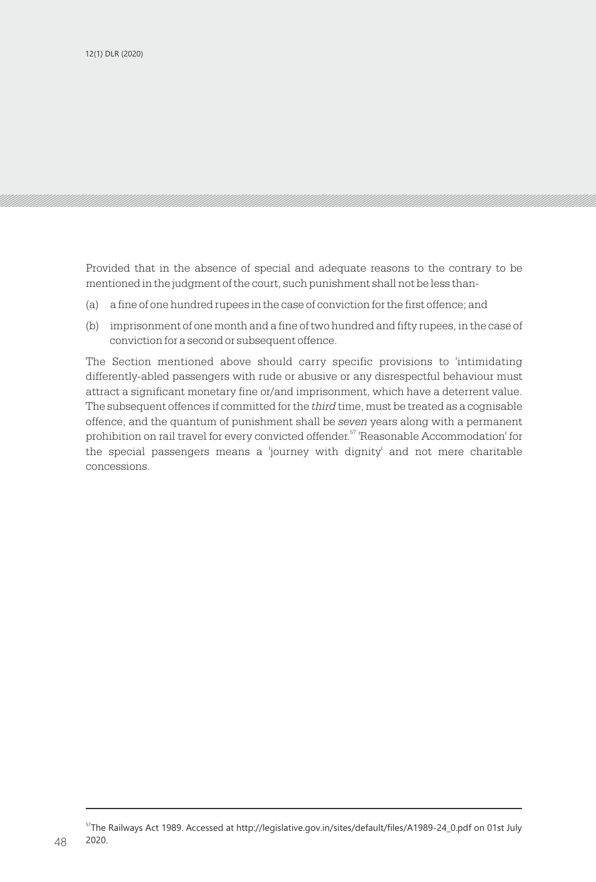Provided that in the absence of special and adequate reasons to the contrary to be mentioned in the judgment of the court, such punishment shall not be less than-

(a) a fine of one hundred rupees in the case of conviction for the first offence; and

(b) imprisonment of one month and a fine of two hundred and fifty rupees, in the case of conviction for a second or subsequent offence.

The Section mentioned above should carry specific provisions to 'intimidating differently-abled passengers with rude or abusive or any disrespectful behaviour must attract a significant monetary fine or/and imprisonment, which have a deterrent value. The subsequent offences if committed for the *third* time, must be treated as a cognisable offence, and the quantum of punishment shall be *seven* years along with a permanent prohibition on rail travel for every convicted offender.[57] 'Reasonable Accommodation' for the special passengers means a 'journey with dignity' and not mere charitable concessions.

---

[57] The Railways Act 1989. Accessed at http://legislative.gov.in/sites/default/files/A1989-24_0.pdf on 01st July 2020.